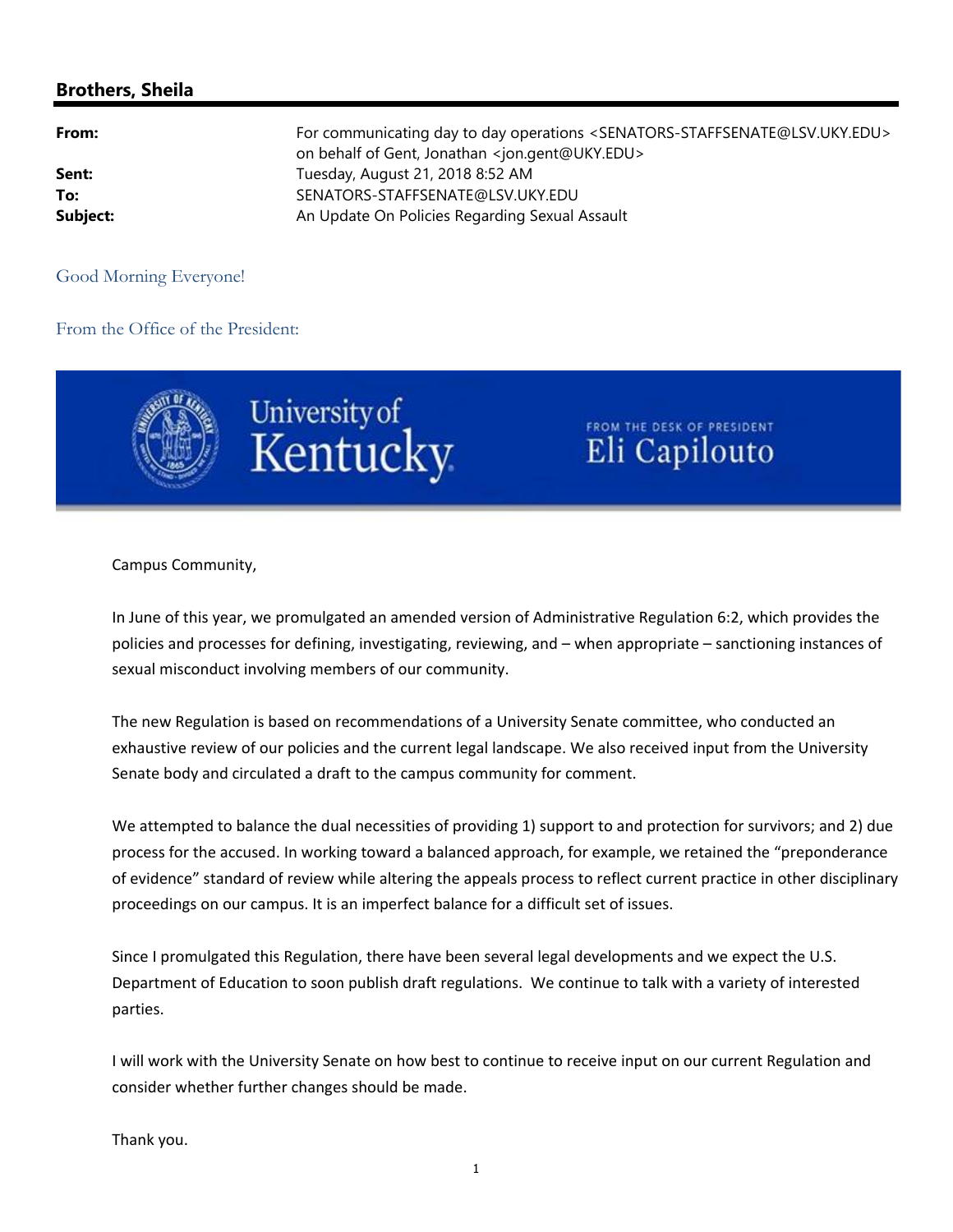## Brothers, Sheila

| | |
|---|---|
| **From:** | For communicating day to day operations <SENATORS-STAFFSENATE@LSV.UKY.EDU> on behalf of Gent, Jonathan <jon.gent@UKY.EDU> |
| **Sent:** | Tuesday, August 21, 2018 8:52 AM |
| **To:** | SENATORS-STAFFSENATE@LSV.UKY.EDU |
| **Subject:** | An Update On Policies Regarding Sexual Assault |

Good Morning Everyone!

From the Office of the President:

University of Kentucky — FROM THE DESK OF PRESIDENT Eli Capilouto

Campus Community,

In June of this year, we promulgated an amended version of Administrative Regulation 6:2, which provides the policies and processes for defining, investigating, reviewing, and – when appropriate – sanctioning instances of sexual misconduct involving members of our community.

The new Regulation is based on recommendations of a University Senate committee, who conducted an exhaustive review of our policies and the current legal landscape. We also received input from the University Senate body and circulated a draft to the campus community for comment.

We attempted to balance the dual necessities of providing 1) support to and protection for survivors; and 2) due process for the accused. In working toward a balanced approach, for example, we retained the "preponderance of evidence" standard of review while altering the appeals process to reflect current practice in other disciplinary proceedings on our campus. It is an imperfect balance for a difficult set of issues.

Since I promulgated this Regulation, there have been several legal developments and we expect the U.S. Department of Education to soon publish draft regulations. We continue to talk with a variety of interested parties.

I will work with the University Senate on how best to continue to receive input on our current Regulation and consider whether further changes should be made.

Thank you.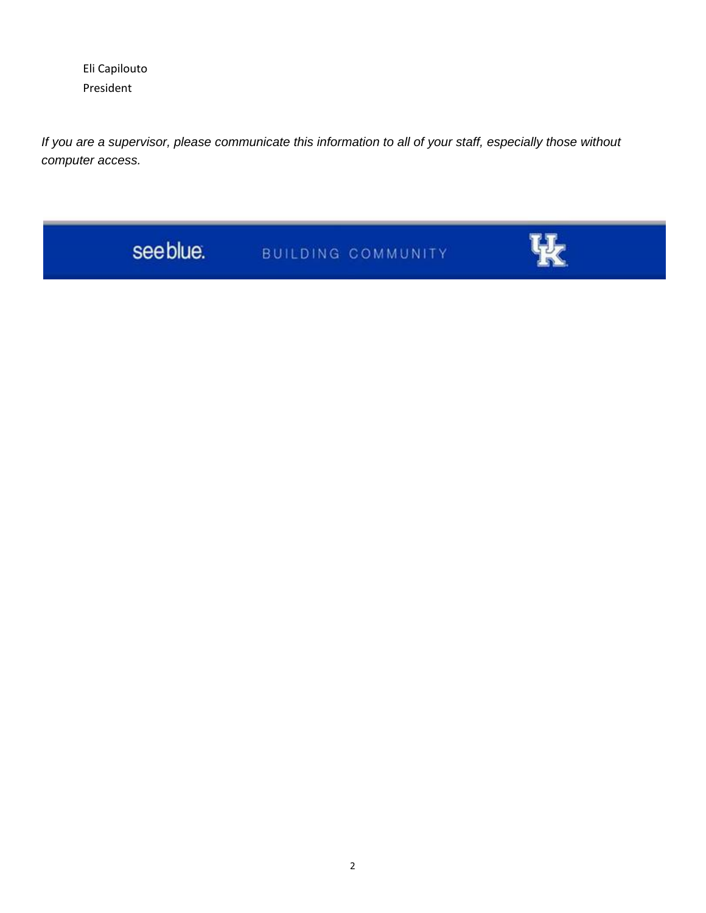Eli Capilouto
President

*If you are a supervisor, please communicate this information to all of your staff, especially those without computer access.*

see blue. BUILDING COMMUNITY UK